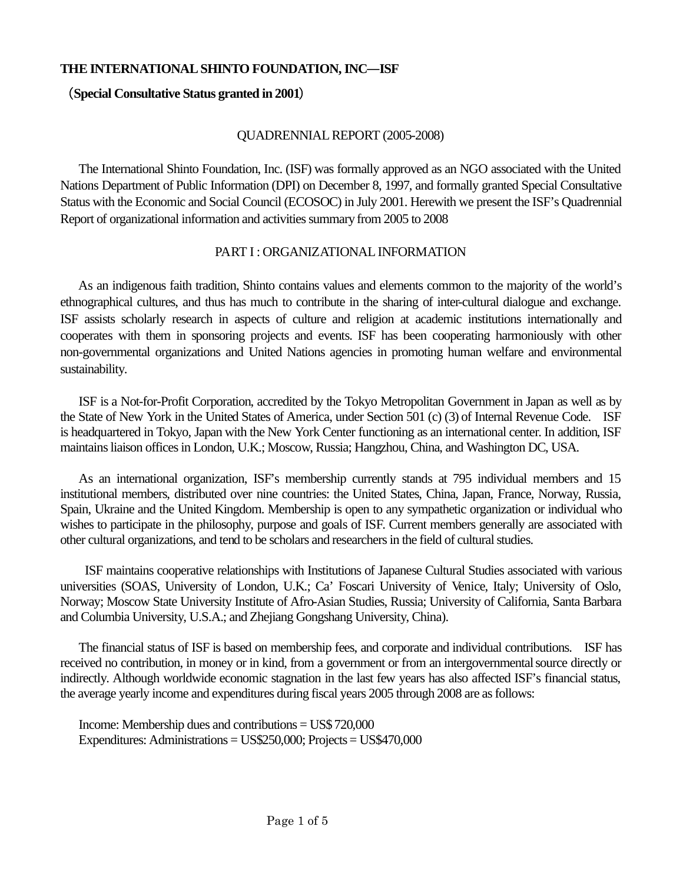**THE INTERNATIONAL SHINTO FOUNDATION, INC—ISF**

（**Special Consultative Status granted in 2001**）

## QUADRENNIAL REPORT (2005-2008)

The International Shinto Foundation, Inc. (ISF) was formally approved as an NGO associated with the United Nations Department of Public Information (DPI) on December 8, 1997, and formally granted Special Consultative Status with the Economic and Social Council (ECOSOC) in July 2001. Herewith we present the ISF's Quadrennial Report of organizational information and activities summary from 2005 to 2008

## PART I : ORGANIZATIONAL INFORMATION

As an indigenous faith tradition, Shinto contains values and elements common to the majority of the world's ethnographical cultures, and thus has much to contribute in the sharing of inter-cultural dialogue and exchange. ISF assists scholarly research in aspects of culture and religion at academic institutions internationally and cooperates with them in sponsoring projects and events. ISF has been cooperating harmoniously with other non-governmental organizations and United Nations agencies in promoting human welfare and environmental sustainability.

ISF is a Not-for-Profit Corporation, accredited by the Tokyo Metropolitan Government in Japan as well as by the State of New York in the United States of America, under Section 501 (c) (3) of Internal Revenue Code. ISF is headquartered in Tokyo, Japan with the New York Center functioning as an international center. In addition, ISF maintains liaison offices in London, U.K.; Moscow, Russia; Hangzhou, China, and Washington DC, USA.

As an international organization, ISF's membership currently stands at 795 individual members and 15 institutional members, distributed over nine countries: the United States, China, Japan, France, Norway, Russia, Spain, Ukraine and the United Kingdom. Membership is open to any sympathetic organization or individual who wishes to participate in the philosophy, purpose and goals of ISF. Current members generally are associated with other cultural organizations, and tend to be scholars and researchers in the field of cultural studies.

ISF maintains cooperative relationships with Institutions of Japanese Cultural Studies associated with various universities (SOAS, University of London, U.K.; Ca' Foscari University of Venice, Italy; University of Oslo, Norway; Moscow State University Institute of Afro-Asian Studies, Russia; University of California, Santa Barbara and Columbia University, U.S.A.; and Zhejiang Gongshang University, China).

The financial status of ISF is based on membership fees, and corporate and individual contributions. ISF has received no contribution, in money or in kind, from a government or from an intergovernmental source directly or indirectly. Although worldwide economic stagnation in the last few years has also affected ISF's financial status, the average yearly income and expenditures during fiscal years 2005 through 2008 are as follows:

Income: Membership dues and contributions = US$ 720,000
Expenditures: Administrations = US$250,000; Projects = US$470,000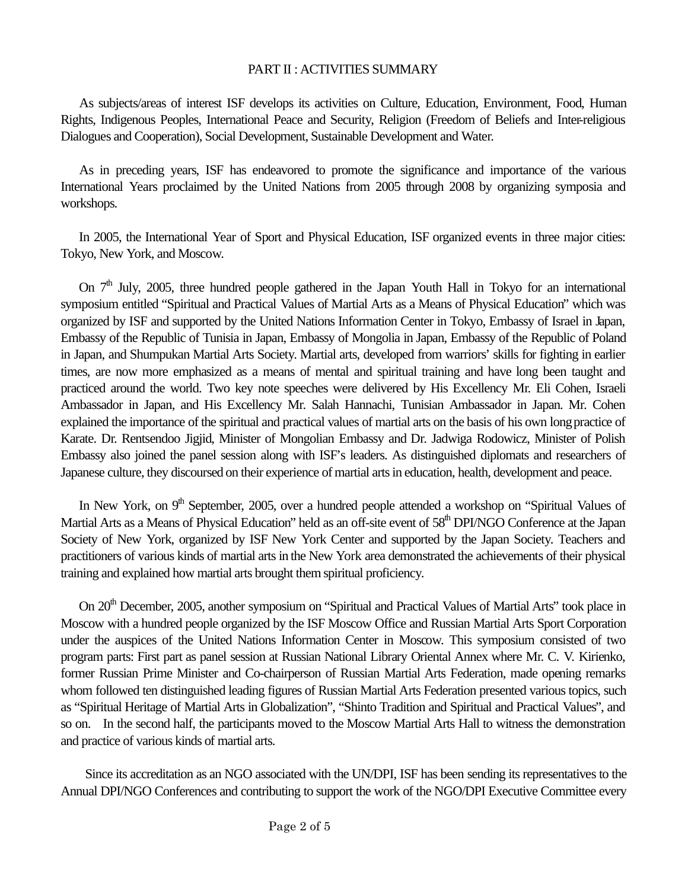## PART II : ACTIVITIES SUMMARY

As subjects/areas of interest ISF develops its activities on Culture, Education, Environment, Food, Human Rights, Indigenous Peoples, International Peace and Security, Religion (Freedom of Beliefs and Inter-religious Dialogues and Cooperation), Social Development, Sustainable Development and Water.

As in preceding years, ISF has endeavored to promote the significance and importance of the various International Years proclaimed by the United Nations from 2005 through 2008 by organizing symposia and workshops.

In 2005, the International Year of Sport and Physical Education, ISF organized events in three major cities: Tokyo, New York, and Moscow.

On 7th July, 2005, three hundred people gathered in the Japan Youth Hall in Tokyo for an international symposium entitled "Spiritual and Practical Values of Martial Arts as a Means of Physical Education" which was organized by ISF and supported by the United Nations Information Center in Tokyo, Embassy of Israel in Japan, Embassy of the Republic of Tunisia in Japan, Embassy of Mongolia in Japan, Embassy of the Republic of Poland in Japan, and Shumpukan Martial Arts Society. Martial arts, developed from warriors' skills for fighting in earlier times, are now more emphasized as a means of mental and spiritual training and have long been taught and practiced around the world. Two key note speeches were delivered by His Excellency Mr. Eli Cohen, Israeli Ambassador in Japan, and His Excellency Mr. Salah Hannachi, Tunisian Ambassador in Japan. Mr. Cohen explained the importance of the spiritual and practical values of martial arts on the basis of his own long practice of Karate. Dr. Rentsendoo Jigjid, Minister of Mongolian Embassy and Dr. Jadwiga Rodowicz, Minister of Polish Embassy also joined the panel session along with ISF's leaders. As distinguished diplomats and researchers of Japanese culture, they discoursed on their experience of martial arts in education, health, development and peace.

In New York, on 9th September, 2005, over a hundred people attended a workshop on "Spiritual Values of Martial Arts as a Means of Physical Education" held as an off-site event of 58th DPI/NGO Conference at the Japan Society of New York, organized by ISF New York Center and supported by the Japan Society. Teachers and practitioners of various kinds of martial arts in the New York area demonstrated the achievements of their physical training and explained how martial arts brought them spiritual proficiency.

On 20th December, 2005, another symposium on "Spiritual and Practical Values of Martial Arts" took place in Moscow with a hundred people organized by the ISF Moscow Office and Russian Martial Arts Sport Corporation under the auspices of the United Nations Information Center in Moscow. This symposium consisted of two program parts: First part as panel session at Russian National Library Oriental Annex where Mr. C. V. Kirienko, former Russian Prime Minister and Co-chairperson of Russian Martial Arts Federation, made opening remarks whom followed ten distinguished leading figures of Russian Martial Arts Federation presented various topics, such as "Spiritual Heritage of Martial Arts in Globalization", "Shinto Tradition and Spiritual and Practical Values", and so on. In the second half, the participants moved to the Moscow Martial Arts Hall to witness the demonstration and practice of various kinds of martial arts.

Since its accreditation as an NGO associated with the UN/DPI, ISF has been sending its representatives to the Annual DPI/NGO Conferences and contributing to support the work of the NGO/DPI Executive Committee every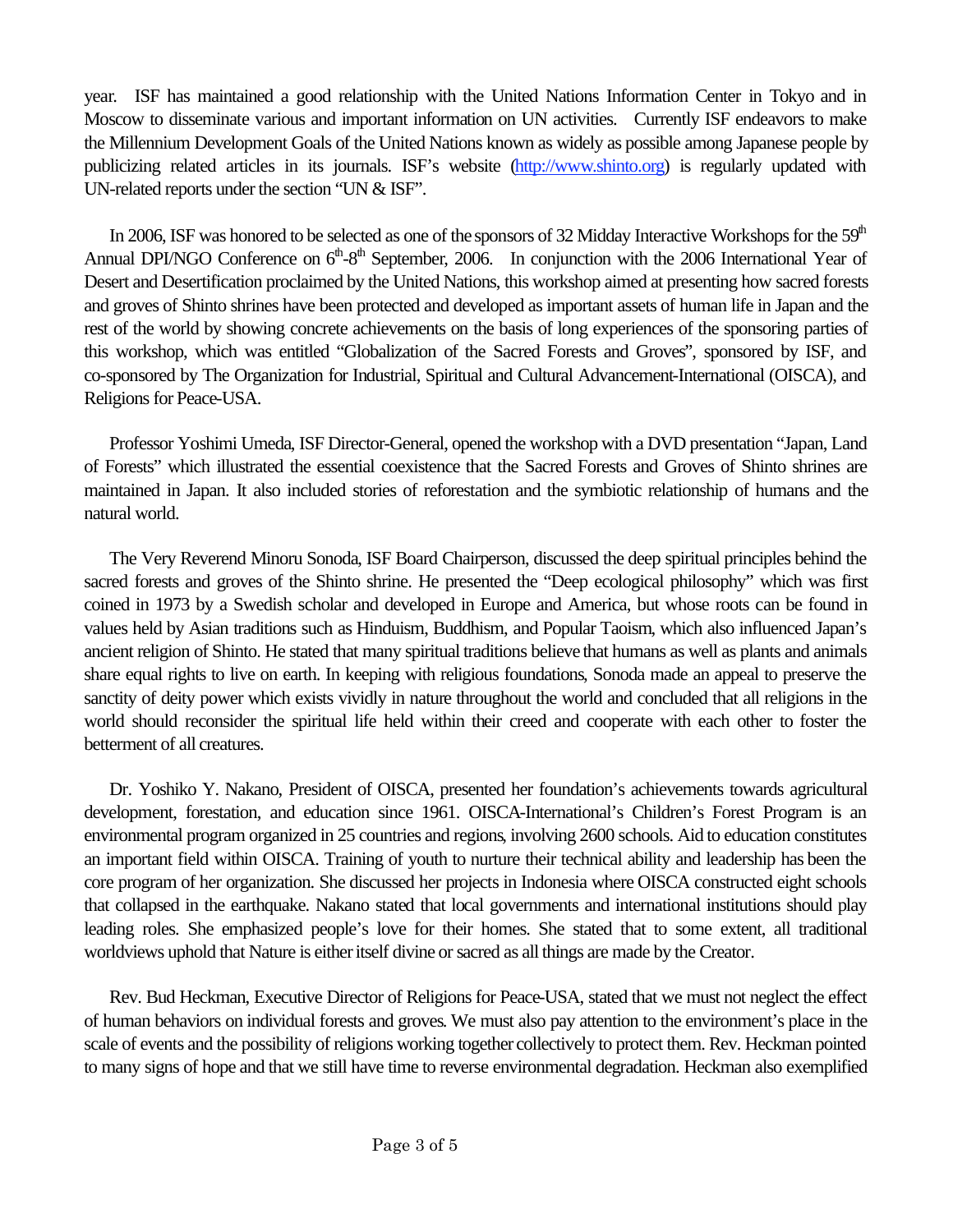year. ISF has maintained a good relationship with the United Nations Information Center in Tokyo and in Moscow to disseminate various and important information on UN activities. Currently ISF endeavors to make the Millennium Development Goals of the United Nations known as widely as possible among Japanese people by publicizing related articles in its journals. ISF's website (http://www.shinto.org) is regularly updated with UN-related reports under the section "UN & ISF".

In 2006, ISF was honored to be selected as one of the sponsors of 32 Midday Interactive Workshops for the 59th Annual DPI/NGO Conference on 6th-8th September, 2006. In conjunction with the 2006 International Year of Desert and Desertification proclaimed by the United Nations, this workshop aimed at presenting how sacred forests and groves of Shinto shrines have been protected and developed as important assets of human life in Japan and the rest of the world by showing concrete achievements on the basis of long experiences of the sponsoring parties of this workshop, which was entitled "Globalization of the Sacred Forests and Groves", sponsored by ISF, and co-sponsored by The Organization for Industrial, Spiritual and Cultural Advancement-International (OISCA), and Religions for Peace-USA.

Professor Yoshimi Umeda, ISF Director-General, opened the workshop with a DVD presentation "Japan, Land of Forests" which illustrated the essential coexistence that the Sacred Forests and Groves of Shinto shrines are maintained in Japan. It also included stories of reforestation and the symbiotic relationship of humans and the natural world.

The Very Reverend Minoru Sonoda, ISF Board Chairperson, discussed the deep spiritual principles behind the sacred forests and groves of the Shinto shrine. He presented the "Deep ecological philosophy" which was first coined in 1973 by a Swedish scholar and developed in Europe and America, but whose roots can be found in values held by Asian traditions such as Hinduism, Buddhism, and Popular Taoism, which also influenced Japan's ancient religion of Shinto. He stated that many spiritual traditions believe that humans as well as plants and animals share equal rights to live on earth. In keeping with religious foundations, Sonoda made an appeal to preserve the sanctity of deity power which exists vividly in nature throughout the world and concluded that all religions in the world should reconsider the spiritual life held within their creed and cooperate with each other to foster the betterment of all creatures.

Dr. Yoshiko Y. Nakano, President of OISCA, presented her foundation's achievements towards agricultural development, forestation, and education since 1961. OISCA-International's Children's Forest Program is an environmental program organized in 25 countries and regions, involving 2600 schools. Aid to education constitutes an important field within OISCA. Training of youth to nurture their technical ability and leadership has been the core program of her organization. She discussed her projects in Indonesia where OISCA constructed eight schools that collapsed in the earthquake. Nakano stated that local governments and international institutions should play leading roles. She emphasized people's love for their homes. She stated that to some extent, all traditional worldviews uphold that Nature is either itself divine or sacred as all things are made by the Creator.

Rev. Bud Heckman, Executive Director of Religions for Peace-USA, stated that we must not neglect the effect of human behaviors on individual forests and groves. We must also pay attention to the environment's place in the scale of events and the possibility of religions working together collectively to protect them. Rev. Heckman pointed to many signs of hope and that we still have time to reverse environmental degradation. Heckman also exemplified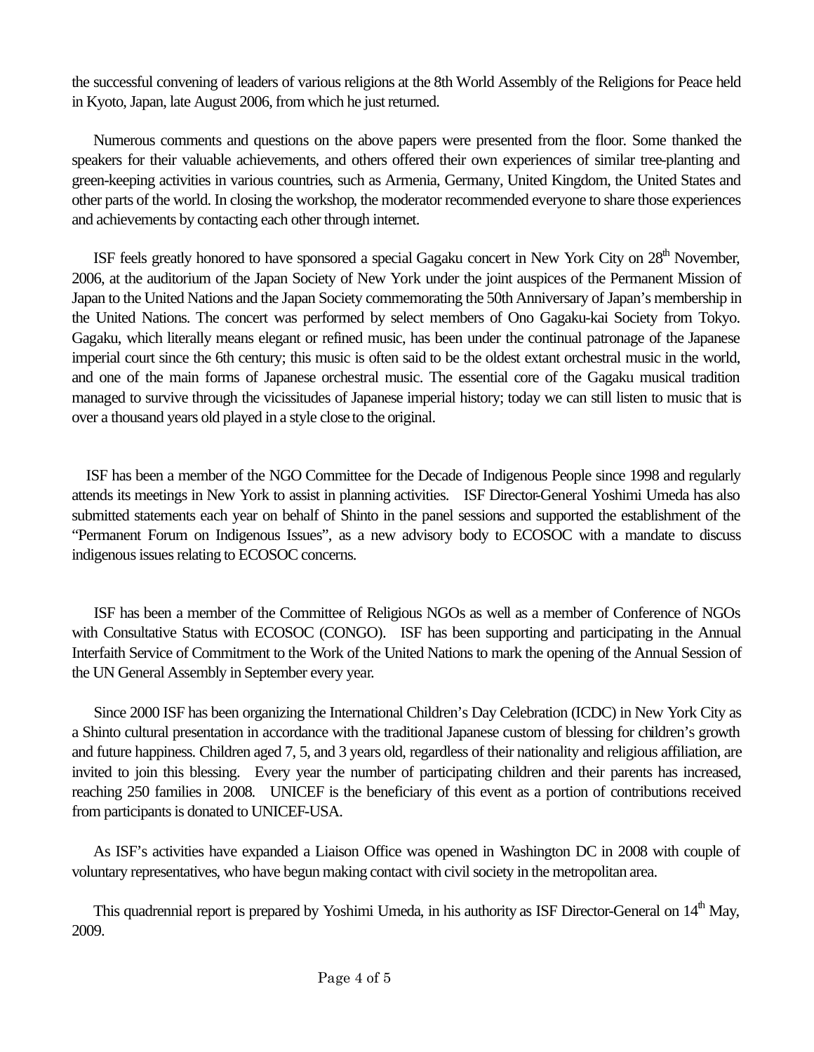the successful convening of leaders of various religions at the 8th World Assembly of the Religions for Peace held in Kyoto, Japan, late August 2006, from which he just returned.

Numerous comments and questions on the above papers were presented from the floor. Some thanked the speakers for their valuable achievements, and others offered their own experiences of similar tree-planting and green-keeping activities in various countries, such as Armenia, Germany, United Kingdom, the United States and other parts of the world. In closing the workshop, the moderator recommended everyone to share those experiences and achievements by contacting each other through internet.

ISF feels greatly honored to have sponsored a special Gagaku concert in New York City on 28th November, 2006, at the auditorium of the Japan Society of New York under the joint auspices of the Permanent Mission of Japan to the United Nations and the Japan Society commemorating the 50th Anniversary of Japan's membership in the United Nations. The concert was performed by select members of Ono Gagaku-kai Society from Tokyo. Gagaku, which literally means elegant or refined music, has been under the continual patronage of the Japanese imperial court since the 6th century; this music is often said to be the oldest extant orchestral music in the world, and one of the main forms of Japanese orchestral music. The essential core of the Gagaku musical tradition managed to survive through the vicissitudes of Japanese imperial history; today we can still listen to music that is over a thousand years old played in a style close to the original.

ISF has been a member of the NGO Committee for the Decade of Indigenous People since 1998 and regularly attends its meetings in New York to assist in planning activities. ISF Director-General Yoshimi Umeda has also submitted statements each year on behalf of Shinto in the panel sessions and supported the establishment of the "Permanent Forum on Indigenous Issues", as a new advisory body to ECOSOC with a mandate to discuss indigenous issues relating to ECOSOC concerns.

ISF has been a member of the Committee of Religious NGOs as well as a member of Conference of NGOs with Consultative Status with ECOSOC (CONGO). ISF has been supporting and participating in the Annual Interfaith Service of Commitment to the Work of the United Nations to mark the opening of the Annual Session of the UN General Assembly in September every year.

Since 2000 ISF has been organizing the International Children's Day Celebration (ICDC) in New York City as a Shinto cultural presentation in accordance with the traditional Japanese custom of blessing for children's growth and future happiness. Children aged 7, 5, and 3 years old, regardless of their nationality and religious affiliation, are invited to join this blessing. Every year the number of participating children and their parents has increased, reaching 250 families in 2008. UNICEF is the beneficiary of this event as a portion of contributions received from participants is donated to UNICEF-USA.

As ISF's activities have expanded a Liaison Office was opened in Washington DC in 2008 with couple of voluntary representatives, who have begun making contact with civil society in the metropolitan area.

This quadrennial report is prepared by Yoshimi Umeda, in his authority as ISF Director-General on 14th May, 2009.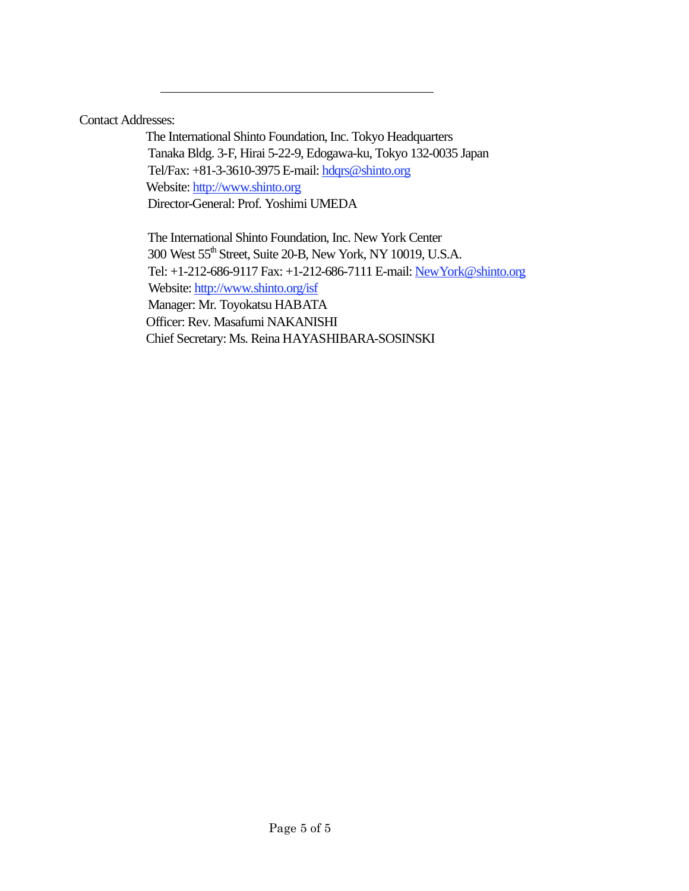---

Contact Addresses:

The International Shinto Foundation, Inc. Tokyo Headquarters
Tanaka Bldg. 3-F, Hirai 5-22-9, Edogawa-ku, Tokyo 132-0035 Japan
Tel/Fax: +81-3-3610-3975 E-mail: hdqrs@shinto.org
Website: http://www.shinto.org
Director-General: Prof. Yoshimi UMEDA

The International Shinto Foundation, Inc. New York Center
300 West 55th Street, Suite 20-B, New York, NY 10019, U.S.A.
Tel: +1-212-686-9117 Fax: +1-212-686-7111 E-mail: NewYork@shinto.org
Website: http://www.shinto.org/isf
Manager: Mr. Toyokatsu HABATA
Officer: Rev. Masafumi NAKANISHI
Chief Secretary: Ms. Reina HAYASHIBARA-SOSINSKI